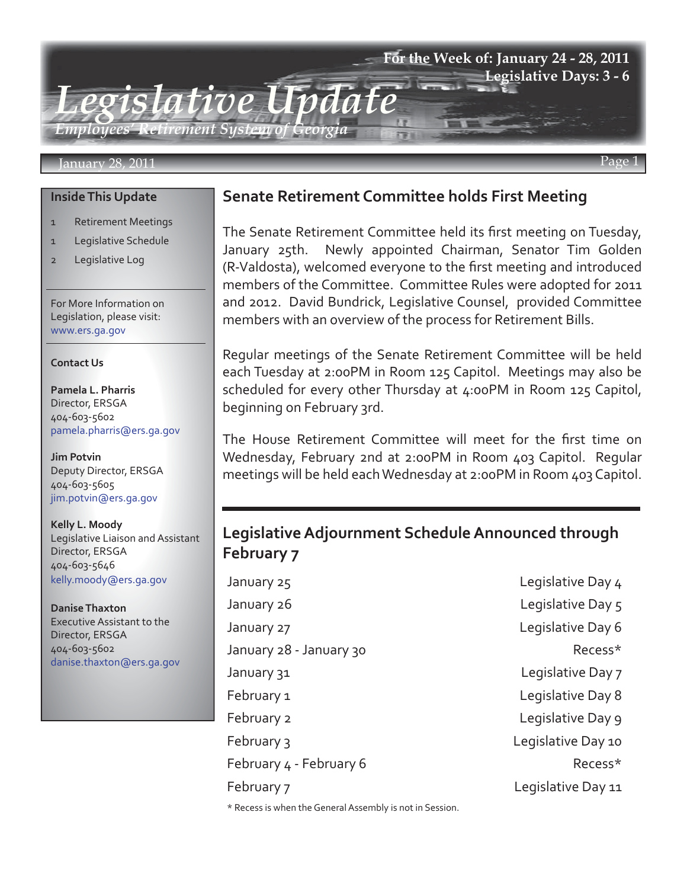# Legislative Update

*Employees' Retirement System of Georgia*

**For the Week of: January 24 - 28, 2011**
**Legislative Days: 3 - 6**

January 28, 2011

### Inside This Update

1 Retirement Meetings
1 Legislative Schedule
2 Legislative Log

For More Information on Legislation, please visit: www.ers.ga.gov

### Contact Us

**Pamela L. Pharris**
Director, ERSGA
404-603-5602
pamela.pharris@ers.ga.gov

**Jim Potvin**
Deputy Director, ERSGA
404-603-5605
jim.potvin@ers.ga.gov

**Kelly L. Moody**
Legislative Liaison and Assistant Director, ERSGA
404-603-5646
kelly.moody@ers.ga.gov

**Danise Thaxton**
Executive Assistant to the Director, ERSGA
404-603-5602
danise.thaxton@ers.ga.gov

## Senate Retirement Committee holds First Meeting

The Senate Retirement Committee held its first meeting on Tuesday, January 25th. Newly appointed Chairman, Senator Tim Golden (R-Valdosta), welcomed everyone to the first meeting and introduced members of the Committee. Committee Rules were adopted for 2011 and 2012. David Bundrick, Legislative Counsel, provided Committee members with an overview of the process for Retirement Bills.

Regular meetings of the Senate Retirement Committee will be held each Tuesday at 2:00PM in Room 125 Capitol. Meetings may also be scheduled for every other Thursday at 4:00PM in Room 125 Capitol, beginning on February 3rd.

The House Retirement Committee will meet for the first time on Wednesday, February 2nd at 2:00PM in Room 403 Capitol. Regular meetings will be held each Wednesday at 2:00PM in Room 403 Capitol.

## Legislative Adjournment Schedule Announced through February 7

| Date | Status |
|---|---|
| January 25 | Legislative Day 4 |
| January 26 | Legislative Day 5 |
| January 27 | Legislative Day 6 |
| January 28 - January 30 | Recess* |
| January 31 | Legislative Day 7 |
| February 1 | Legislative Day 8 |
| February 2 | Legislative Day 9 |
| February 3 | Legislative Day 10 |
| February 4 - February 6 | Recess* |
| February 7 | Legislative Day 11 |

* Recess is when the General Assembly is not in Session.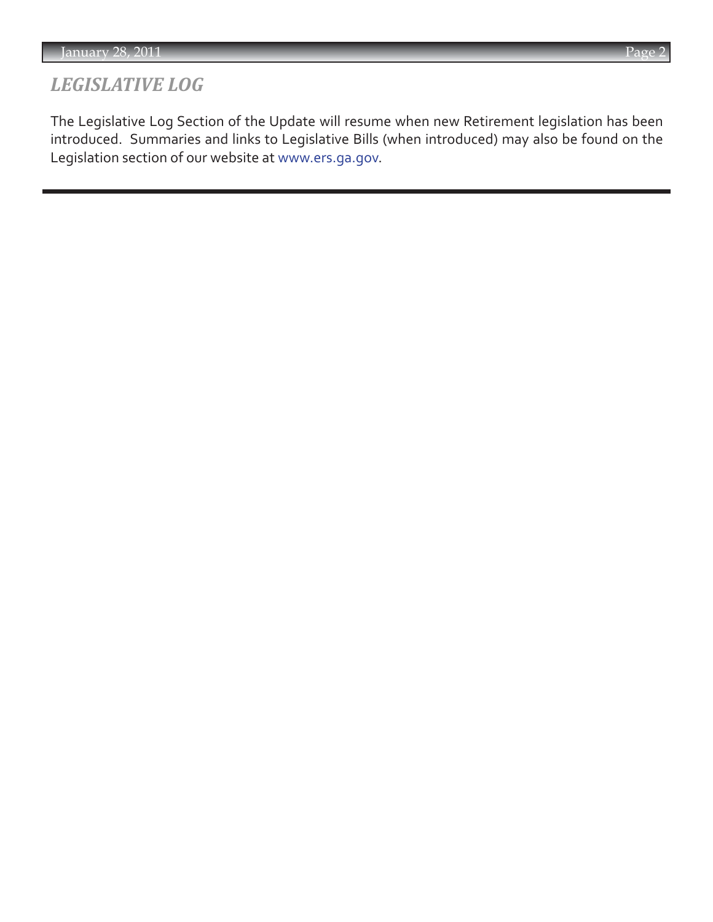## *LEGISLATIVE LOG*

The Legislative Log Section of the Update will resume when new Retirement legislation has been introduced. Summaries and links to Legislative Bills (when introduced) may also be found on the Legislation section of our website at www.ers.ga.gov.